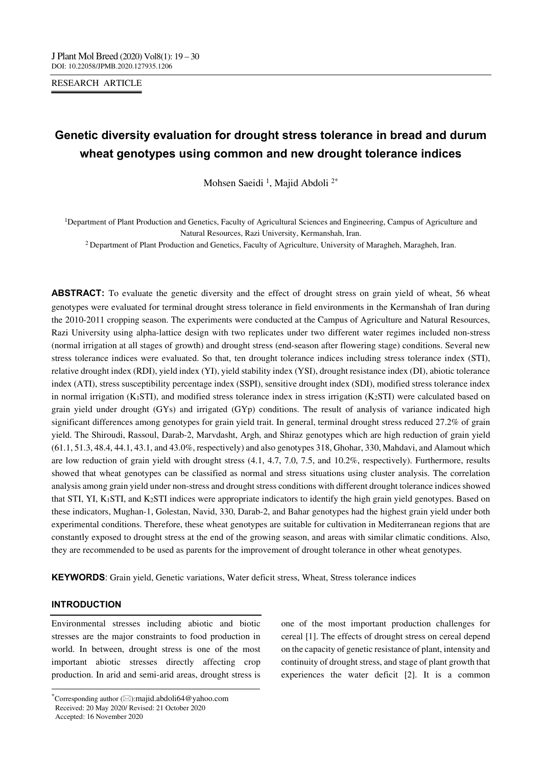RESEARCH ARTICLE

# Genetic diversity evaluation for drought stress tolerance in bread and durum wheat genotypes using common and new drought tolerance indices

Mohsen Saeidi [1], Majid Abdoli [2*]

[1]Department of Plant Production and Genetics, Faculty of Agricultural Sciences and Engineering, Campus of Agriculture and Natural Resources, Razi University, Kermanshah, Iran.

[2] Department of Plant Production and Genetics, Faculty of Agriculture, University of Maragheh, Maragheh, Iran.

**ABSTRACT:** To evaluate the genetic diversity and the effect of drought stress on grain yield of wheat, 56 wheat genotypes were evaluated for terminal drought stress tolerance in field environments in the Kermanshah of Iran during the 2010-2011 cropping season. The experiments were conducted at the Campus of Agriculture and Natural Resources, Razi University using alpha-lattice design with two replicates under two different water regimes included non-stress (normal irrigation at all stages of growth) and drought stress (end-season after flowering stage) conditions. Several new stress tolerance indices were evaluated. So that, ten drought tolerance indices including stress tolerance index (STI), relative drought index (RDI), yield index (YI), yield stability index (YSI), drought resistance index (DI), abiotic tolerance index (ATI), stress susceptibility percentage index (SSPI), sensitive drought index (SDI), modified stress tolerance index in normal irrigation ($K_1$STI), and modified stress tolerance index in stress irrigation ($K_2$STI) were calculated based on grain yield under drought (GYs) and irrigated (GYp) conditions. The result of analysis of variance indicated high significant differences among genotypes for grain yield trait. In general, terminal drought stress reduced 27.2% of grain yield. The Shiroudi, Rassoul, Darab-2, Marvdasht, Argh, and Shiraz genotypes which are high reduction of grain yield (61.1, 51.3, 48.4, 44.1, 43.1, and 43.0%, respectively) and also genotypes 318, Ghohar, 330, Mahdavi, and Alamout which are low reduction of grain yield with drought stress (4.1, 4.7, 7.0, 7.5, and 10.2%, respectively). Furthermore, results showed that wheat genotypes can be classified as normal and stress situations using cluster analysis. The correlation analysis among grain yield under non-stress and drought stress conditions with different drought tolerance indices showed that STI, YI, $K_1$STI, and $K_2$STI indices were appropriate indicators to identify the high grain yield genotypes. Based on these indicators, Mughan-1, Golestan, Navid, 330, Darab-2, and Bahar genotypes had the highest grain yield under both experimental conditions. Therefore, these wheat genotypes are suitable for cultivation in Mediterranean regions that are constantly exposed to drought stress at the end of the growing season, and areas with similar climatic conditions. Also, they are recommended to be used as parents for the improvement of drought tolerance in other wheat genotypes.

**KEYWORDS**: Grain yield, Genetic variations, Water deficit stress, Wheat, Stress tolerance indices

## INTRODUCTION

Environmental stresses including abiotic and biotic stresses are the major constraints to food production in world. In between, drought stress is one of the most important abiotic stresses directly affecting crop production. In arid and semi-arid areas, drought stress is one of the most important production challenges for cereal [1]. The effects of drought stress on cereal depend on the capacity of genetic resistance of plant, intensity and continuity of drought stress, and stage of plant growth that experiences the water deficit [2]. It is a common

*Corresponding author (✉):majid.abdoli64@yahoo.com
Received: 20 May 2020/ Revised: 21 October 2020
Accepted: 16 November 2020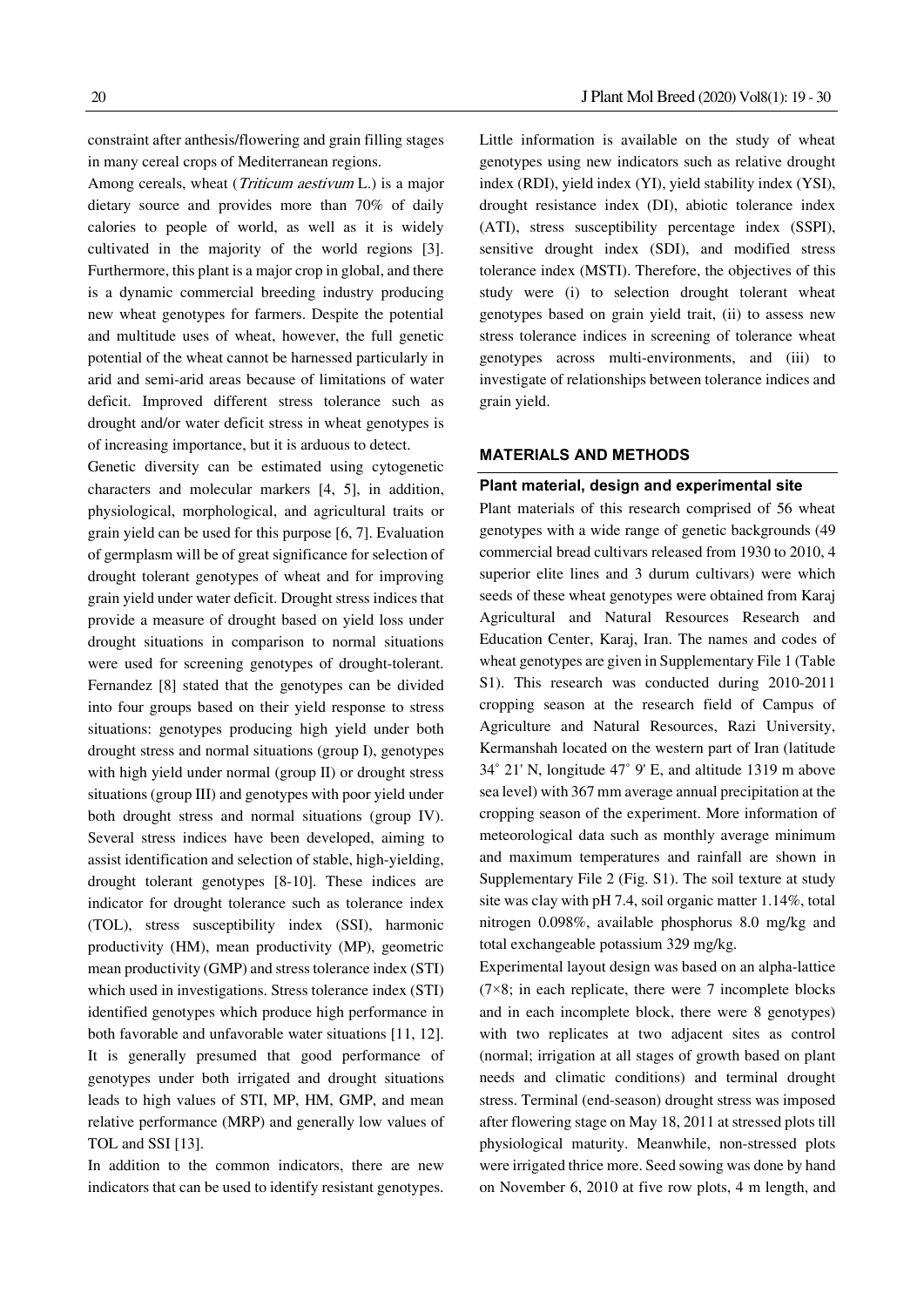constraint after anthesis/flowering and grain filling stages in many cereal crops of Mediterranean regions.

Among cereals, wheat (*Triticum aestivum* L.) is a major dietary source and provides more than 70% of daily calories to people of world, as well as it is widely cultivated in the majority of the world regions [3]. Furthermore, this plant is a major crop in global, and there is a dynamic commercial breeding industry producing new wheat genotypes for farmers. Despite the potential and multitude uses of wheat, however, the full genetic potential of the wheat cannot be harnessed particularly in arid and semi-arid areas because of limitations of water deficit. Improved different stress tolerance such as drought and/or water deficit stress in wheat genotypes is of increasing importance, but it is arduous to detect.

Genetic diversity can be estimated using cytogenetic characters and molecular markers [4, 5], in addition, physiological, morphological, and agricultural traits or grain yield can be used for this purpose [6, 7]. Evaluation of germplasm will be of great significance for selection of drought tolerant genotypes of wheat and for improving grain yield under water deficit. Drought stress indices that provide a measure of drought based on yield loss under drought situations in comparison to normal situations were used for screening genotypes of drought-tolerant. Fernandez [8] stated that the genotypes can be divided into four groups based on their yield response to stress situations: genotypes producing high yield under both drought stress and normal situations (group I), genotypes with high yield under normal (group II) or drought stress situations (group III) and genotypes with poor yield under both drought stress and normal situations (group IV). Several stress indices have been developed, aiming to assist identification and selection of stable, high-yielding, drought tolerant genotypes [8-10]. These indices are indicator for drought tolerance such as tolerance index (TOL), stress susceptibility index (SSI), harmonic productivity (HM), mean productivity (MP), geometric mean productivity (GMP) and stress tolerance index (STI) which used in investigations. Stress tolerance index (STI) identified genotypes which produce high performance in both favorable and unfavorable water situations [11, 12]. It is generally presumed that good performance of genotypes under both irrigated and drought situations leads to high values of STI, MP, HM, GMP, and mean relative performance (MRP) and generally low values of TOL and SSI [13].

In addition to the common indicators, there are new indicators that can be used to identify resistant genotypes. Little information is available on the study of wheat genotypes using new indicators such as relative drought index (RDI), yield index (YI), yield stability index (YSI), drought resistance index (DI), abiotic tolerance index (ATI), stress susceptibility percentage index (SSPI), sensitive drought index (SDI), and modified stress tolerance index (MSTI). Therefore, the objectives of this study were (i) to selection drought tolerant wheat genotypes based on grain yield trait, (ii) to assess new stress tolerance indices in screening of tolerance wheat genotypes across multi-environments, and (iii) to investigate of relationships between tolerance indices and grain yield.

## MATERIALS AND METHODS

### Plant material, design and experimental site

Plant materials of this research comprised of 56 wheat genotypes with a wide range of genetic backgrounds (49 commercial bread cultivars released from 1930 to 2010, 4 superior elite lines and 3 durum cultivars) were which seeds of these wheat genotypes were obtained from Karaj Agricultural and Natural Resources Research and Education Center, Karaj, Iran. The names and codes of wheat genotypes are given in Supplementary File 1 (Table S1). This research was conducted during 2010-2011 cropping season at the research field of Campus of Agriculture and Natural Resources, Razi University, Kermanshah located on the western part of Iran (latitude 34° 21' N, longitude 47° 9' E, and altitude 1319 m above sea level) with 367 mm average annual precipitation at the cropping season of the experiment. More information of meteorological data such as monthly average minimum and maximum temperatures and rainfall are shown in Supplementary File 2 (Fig. S1). The soil texture at study site was clay with pH 7.4, soil organic matter 1.14%, total nitrogen 0.098%, available phosphorus 8.0 mg/kg and total exchangeable potassium 329 mg/kg.

Experimental layout design was based on an alpha-lattice (7×8; in each replicate, there were 7 incomplete blocks and in each incomplete block, there were 8 genotypes) with two replicates at two adjacent sites as control (normal; irrigation at all stages of growth based on plant needs and climatic conditions) and terminal drought stress. Terminal (end-season) drought stress was imposed after flowering stage on May 18, 2011 at stressed plots till physiological maturity. Meanwhile, non-stressed plots were irrigated thrice more. Seed sowing was done by hand on November 6, 2010 at five row plots, 4 m length, and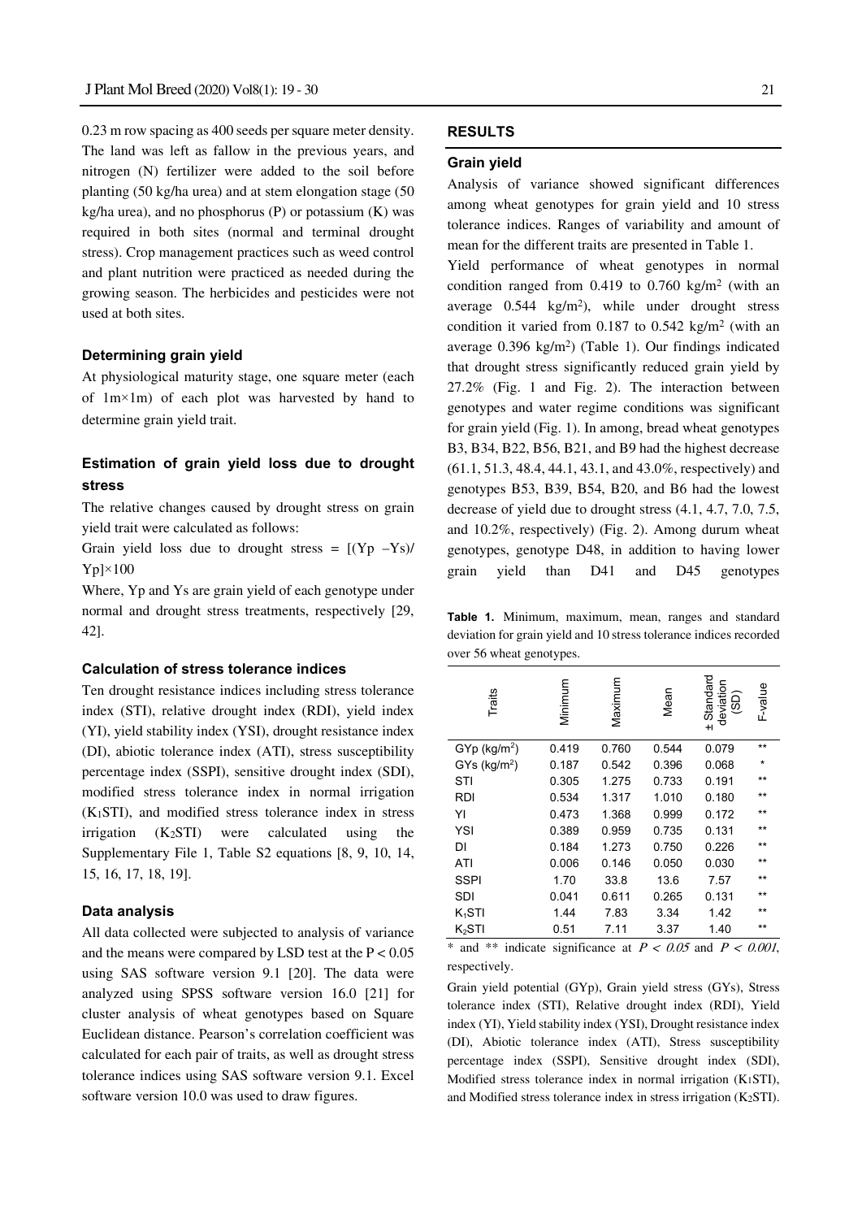0.23 m row spacing as 400 seeds per square meter density. The land was left as fallow in the previous years, and nitrogen (N) fertilizer were added to the soil before planting (50 kg/ha urea) and at stem elongation stage (50 kg/ha urea), and no phosphorus (P) or potassium (K) was required in both sites (normal and terminal drought stress). Crop management practices such as weed control and plant nutrition were practiced as needed during the growing season. The herbicides and pesticides were not used at both sites.

### Determining grain yield

At physiological maturity stage, one square meter (each of 1m×1m) of each plot was harvested by hand to determine grain yield trait.

### Estimation of grain yield loss due to drought stress

The relative changes caused by drought stress on grain yield trait were calculated as follows:

Grain yield loss due to drought stress = $[(Yp - Ys)/Yp] \times 100$

Where, Yp and Ys are grain yield of each genotype under normal and drought stress treatments, respectively [29, 42].

### Calculation of stress tolerance indices

Ten drought resistance indices including stress tolerance index (STI), relative drought index (RDI), yield index (YI), yield stability index (YSI), drought resistance index (DI), abiotic tolerance index (ATI), stress susceptibility percentage index (SSPI), sensitive drought index (SDI), modified stress tolerance index in normal irrigation ($K_1$STI), and modified stress tolerance index in stress irrigation ($K_2$STI) were calculated using the Supplementary File 1, Table S2 equations [8, 9, 10, 14, 15, 16, 17, 18, 19].

### Data analysis

All data collected were subjected to analysis of variance and the means were compared by LSD test at the $P < 0.05$ using SAS software version 9.1 [20]. The data were analyzed using SPSS software version 16.0 [21] for cluster analysis of wheat genotypes based on Square Euclidean distance. Pearson's correlation coefficient was calculated for each pair of traits, as well as drought stress tolerance indices using SAS software version 9.1. Excel software version 10.0 was used to draw figures.

## RESULTS

### Grain yield

Analysis of variance showed significant differences among wheat genotypes for grain yield and 10 stress tolerance indices. Ranges of variability and amount of mean for the different traits are presented in Table 1.

Yield performance of wheat genotypes in normal condition ranged from 0.419 to 0.760 kg/m$^2$ (with an average 0.544 kg/m$^2$), while under drought stress condition it varied from 0.187 to 0.542 kg/m$^2$ (with an average 0.396 kg/m$^2$) (Table 1). Our findings indicated that drought stress significantly reduced grain yield by 27.2% (Fig. 1 and Fig. 2). The interaction between genotypes and water regime conditions was significant for grain yield (Fig. 1). In among, bread wheat genotypes B3, B34, B22, B56, B21, and B9 had the highest decrease (61.1, 51.3, 48.4, 44.1, 43.1, and 43.0%, respectively) and genotypes B53, B39, B54, B20, and B6 had the lowest decrease of yield due to drought stress (4.1, 4.7, 7.0, 7.5, and 10.2%, respectively) (Fig. 2). Among durum wheat genotypes, genotype D48, in addition to having lower grain yield than D41 and D45 genotypes

**Table 1.** Minimum, maximum, mean, ranges and standard deviation for grain yield and 10 stress tolerance indices recorded over 56 wheat genotypes.

| Traits | Minimum | Maximum | Mean | ± Standard deviation (SD) | F-value |
|---|---|---|---|---|---|
| GYp (kg/m$^2$) | 0.419 | 0.760 | 0.544 | 0.079 | ** |
| GYs (kg/m$^2$) | 0.187 | 0.542 | 0.396 | 0.068 | * |
| STI | 0.305 | 1.275 | 0.733 | 0.191 | ** |
| RDI | 0.534 | 1.317 | 1.010 | 0.180 | ** |
| YI | 0.473 | 1.368 | 0.999 | 0.172 | ** |
| YSI | 0.389 | 0.959 | 0.735 | 0.131 | ** |
| DI | 0.184 | 1.273 | 0.750 | 0.226 | ** |
| ATI | 0.006 | 0.146 | 0.050 | 0.030 | ** |
| SSPI | 1.70 | 33.8 | 13.6 | 7.57 | ** |
| SDI | 0.041 | 0.611 | 0.265 | 0.131 | ** |
| $K_1$STI | 1.44 | 7.83 | 3.34 | 1.42 | ** |
| $K_2$STI | 0.51 | 7.11 | 3.37 | 1.40 | ** |

\* and ** indicate significance at $P < 0.05$ and $P < 0.001$, respectively.

Grain yield potential (GYp), Grain yield stress (GYs), Stress tolerance index (STI), Relative drought index (RDI), Yield index (YI), Yield stability index (YSI), Drought resistance index (DI), Abiotic tolerance index (ATI), Stress susceptibility percentage index (SSPI), Sensitive drought index (SDI), Modified stress tolerance index in normal irrigation ($K_1$STI), and Modified stress tolerance index in stress irrigation ($K_2$STI).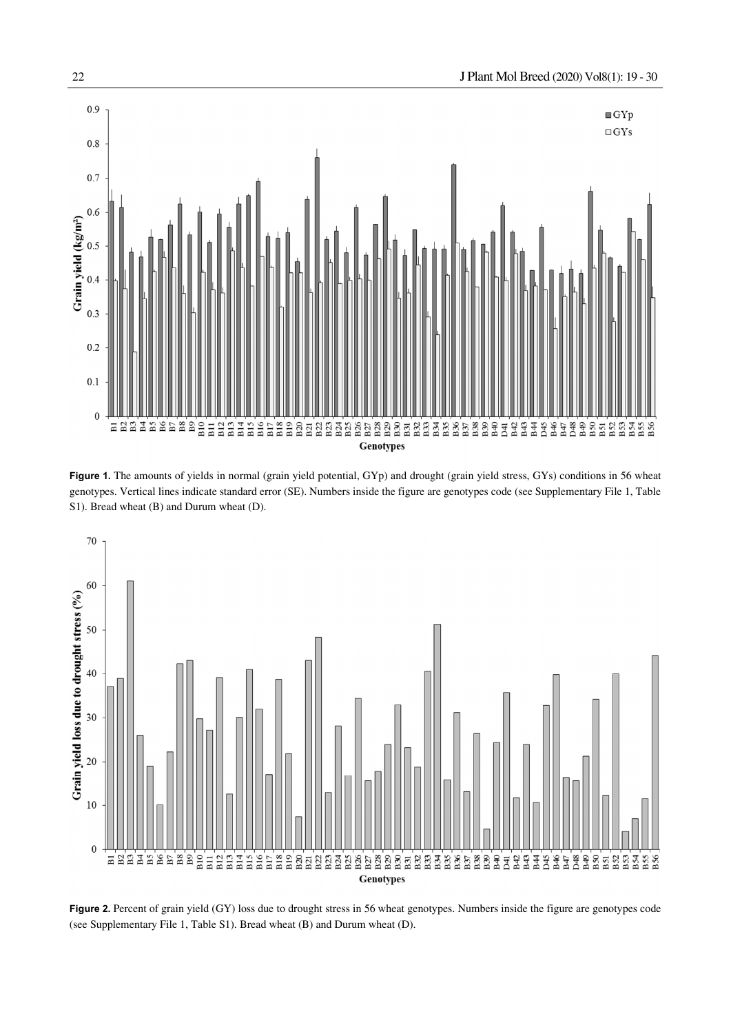**Figure 1.** The amounts of yields in normal (grain yield potential, GYp) and drought (grain yield stress, GYs) conditions in 56 wheat genotypes. Vertical lines indicate standard error (SE). Numbers inside the figure are genotypes code (see Supplementary File 1, Table S1). Bread wheat (B) and Durum wheat (D).

**Figure 2.** Percent of grain yield (GY) loss due to drought stress in 56 wheat genotypes. Numbers inside the figure are genotypes code (see Supplementary File 1, Table S1). Bread wheat (B) and Durum wheat (D).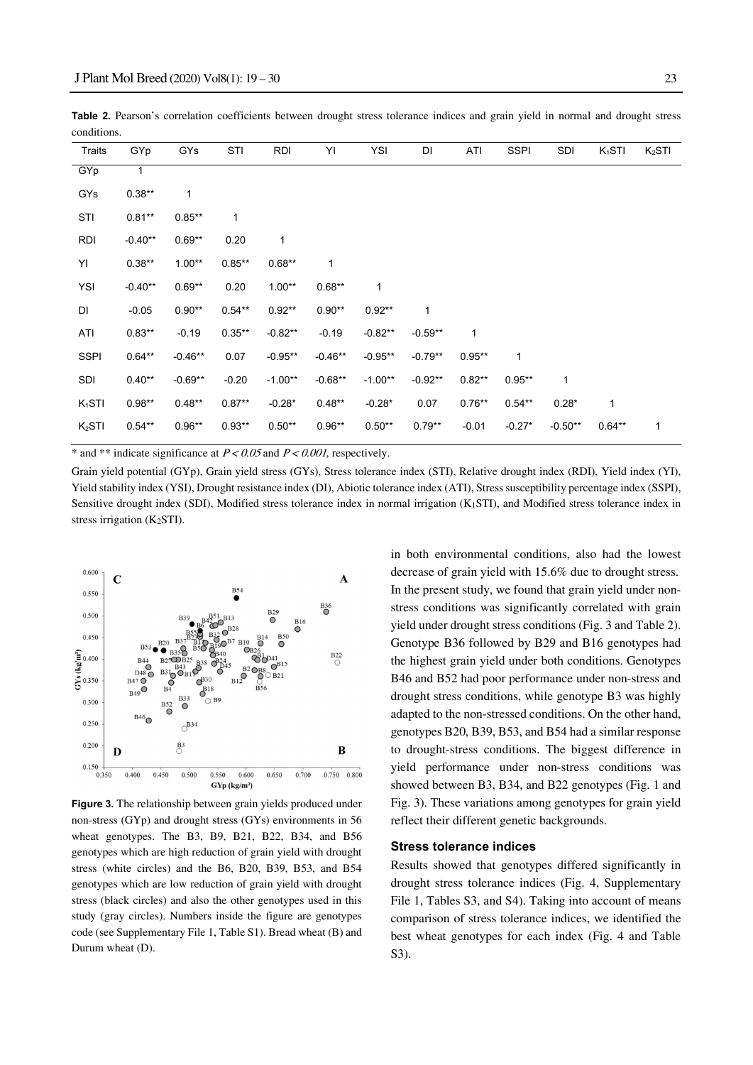**Table 2.** Pearson's correlation coefficients between drought stress tolerance indices and grain yield in normal and drought stress conditions.

| Traits | GYp | GYs | STI | RDI | YI | YSI | DI | ATI | SSPI | SDI | $K_1STI$ | $K_2STI$ |
|---|---|---|---|---|---|---|---|---|---|---|---|---|
| GYp | 1 | | | | | | | | | | | |
| GYs | 0.38** | 1 | | | | | | | | | | |
| STI | 0.81** | 0.85** | 1 | | | | | | | | | |
| RDI | -0.40** | 0.69** | 0.20 | 1 | | | | | | | | |
| YI | 0.38** | 1.00** | 0.85** | 0.68** | 1 | | | | | | | |
| YSI | -0.40** | 0.69** | 0.20 | 1.00** | 0.68** | 1 | | | | | | |
| DI | -0.05 | 0.90** | 0.54** | 0.92** | 0.90** | 0.92** | 1 | | | | | |
| ATI | 0.83** | -0.19 | 0.35** | -0.82** | -0.19 | -0.82** | -0.59** | 1 | | | | |
| SSPI | 0.64** | -0.46** | 0.07 | -0.95** | -0.46** | -0.95** | -0.79** | 0.95** | 1 | | | |
| SDI | 0.40** | -0.69** | -0.20 | -1.00** | -0.68** | -1.00** | -0.92** | 0.82** | 0.95** | 1 | | |
| $K_1STI$ | 0.98** | 0.48** | 0.87** | -0.28* | 0.48** | -0.28* | 0.07 | 0.76** | 0.54** | 0.28* | 1 | |
| $K_2STI$ | 0.54** | 0.96** | 0.93** | 0.50** | 0.96** | 0.50** | 0.79** | -0.01 | -0.27* | -0.50** | 0.64** | 1 |

* and ** indicate significance at $P < 0.05$ and $P < 0.001$, respectively.

Grain yield potential (GYp), Grain yield stress (GYs), Stress tolerance index (STI), Relative drought index (RDI), Yield index (YI), Yield stability index (YSI), Drought resistance index (DI), Abiotic tolerance index (ATI), Stress susceptibility percentage index (SSPI), Sensitive drought index (SDI), Modified stress tolerance index in normal irrigation ($K_1STI$), and Modified stress tolerance index in stress irrigation ($K_2STI$).

**Figure 3.** The relationship between grain yields produced under non-stress (GYp) and drought stress (GYs) environments in 56 wheat genotypes. The B3, B9, B21, B22, B34, and B56 genotypes which are high reduction of grain yield with drought stress (white circles) and the B6, B20, B39, B53, and B54 genotypes which are low reduction of grain yield with drought stress (black circles) and also the other genotypes used in this study (gray circles). Numbers inside the figure are genotypes code (see Supplementary File 1, Table S1). Bread wheat (B) and Durum wheat (D).

in both environmental conditions, also had the lowest decrease of grain yield with 15.6% due to drought stress. In the present study, we found that grain yield under non-stress conditions was significantly correlated with grain yield under drought stress conditions (Fig. 3 and Table 2). Genotype B36 followed by B29 and B16 genotypes had the highest grain yield under both conditions. Genotypes B46 and B52 had poor performance under non-stress and drought stress conditions, while genotype B3 was highly adapted to the non-stressed conditions. On the other hand, genotypes B20, B39, B53, and B54 had a similar response to drought-stress conditions. The biggest difference in yield performance under non-stress conditions was showed between B3, B34, and B22 genotypes (Fig. 1 and Fig. 3). These variations among genotypes for grain yield reflect their different genetic backgrounds.

### Stress tolerance indices

Results showed that genotypes differed significantly in drought stress tolerance indices (Fig. 4, Supplementary File 1, Tables S3, and S4). Taking into account of means comparison of stress tolerance indices, we identified the best wheat genotypes for each index (Fig. 4 and Table S3).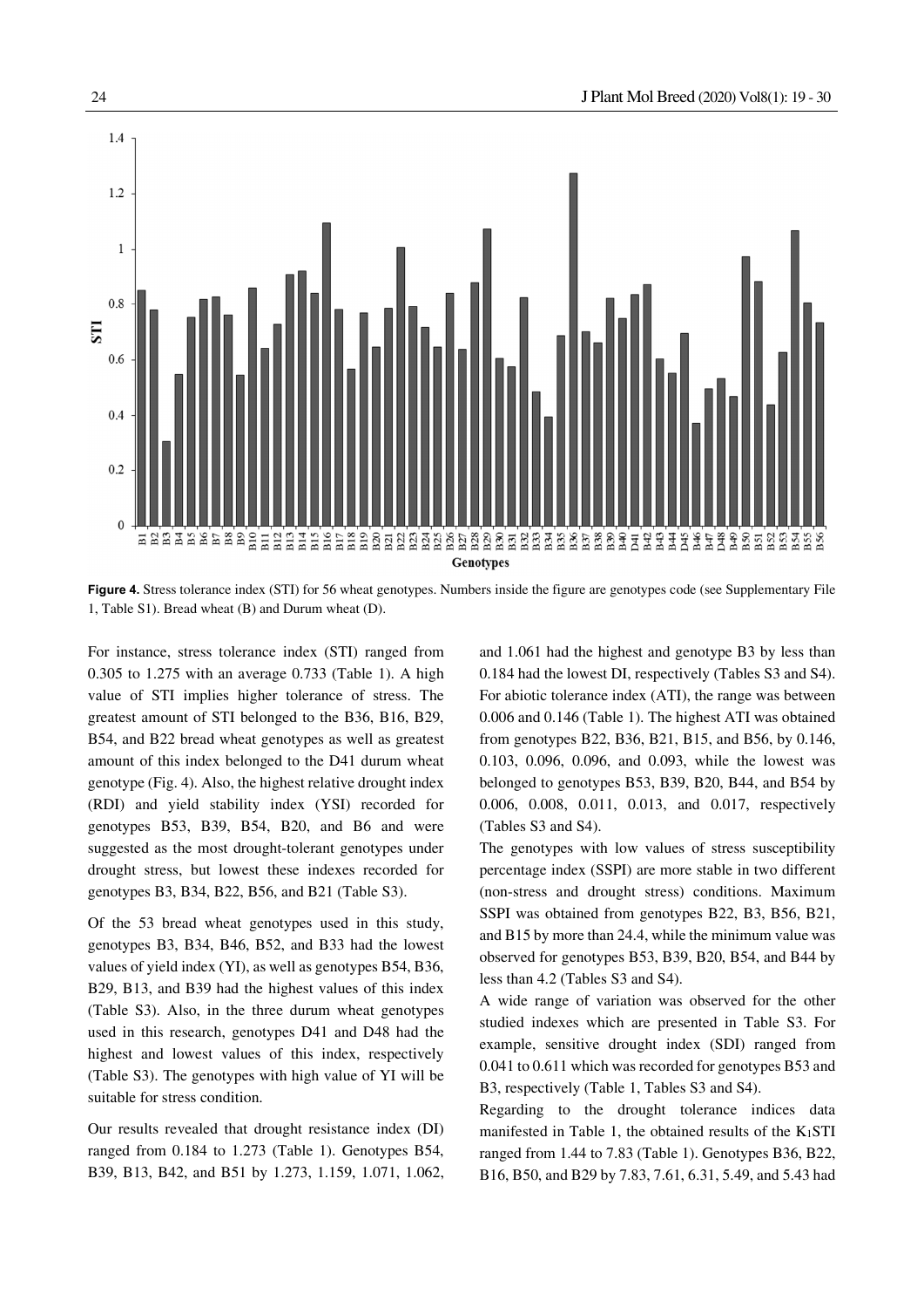**Figure 4.** Stress tolerance index (STI) for 56 wheat genotypes. Numbers inside the figure are genotypes code (see Supplementary File 1, Table S1). Bread wheat (B) and Durum wheat (D).

For instance, stress tolerance index (STI) ranged from 0.305 to 1.275 with an average 0.733 (Table 1). A high value of STI implies higher tolerance of stress. The greatest amount of STI belonged to the B36, B16, B29, B54, and B22 bread wheat genotypes as well as greatest amount of this index belonged to the D41 durum wheat genotype (Fig. 4). Also, the highest relative drought index (RDI) and yield stability index (YSI) recorded for genotypes B53, B39, B54, B20, and B6 and were suggested as the most drought-tolerant genotypes under drought stress, but lowest these indexes recorded for genotypes B3, B34, B22, B56, and B21 (Table S3).

Of the 53 bread wheat genotypes used in this study, genotypes B3, B34, B46, B52, and B33 had the lowest values of yield index (YI), as well as genotypes B54, B36, B29, B13, and B39 had the highest values of this index (Table S3). Also, in the three durum wheat genotypes used in this research, genotypes D41 and D48 had the highest and lowest values of this index, respectively (Table S3). The genotypes with high value of YI will be suitable for stress condition.

Our results revealed that drought resistance index (DI) ranged from 0.184 to 1.273 (Table 1). Genotypes B54, B39, B13, B42, and B51 by 1.273, 1.159, 1.071, 1.062, and 1.061 had the highest and genotype B3 by less than 0.184 had the lowest DI, respectively (Tables S3 and S4). For abiotic tolerance index (ATI), the range was between 0.006 and 0.146 (Table 1). The highest ATI was obtained from genotypes B22, B36, B21, B15, and B56, by 0.146, 0.103, 0.096, 0.096, and 0.093, while the lowest was belonged to genotypes B53, B39, B20, B44, and B54 by 0.006, 0.008, 0.011, 0.013, and 0.017, respectively (Tables S3 and S4).

The genotypes with low values of stress susceptibility percentage index (SSPI) are more stable in two different (non-stress and drought stress) conditions. Maximum SSPI was obtained from genotypes B22, B3, B56, B21, and B15 by more than 24.4, while the minimum value was observed for genotypes B53, B39, B20, B54, and B44 by less than 4.2 (Tables S3 and S4).

A wide range of variation was observed for the other studied indexes which are presented in Table S3. For example, sensitive drought index (SDI) ranged from 0.041 to 0.611 which was recorded for genotypes B53 and B3, respectively (Table 1, Tables S3 and S4).

Regarding to the drought tolerance indices data manifested in Table 1, the obtained results of the $K_1STI$ ranged from 1.44 to 7.83 (Table 1). Genotypes B36, B22, B16, B50, and B29 by 7.83, 7.61, 6.31, 5.49, and 5.43 had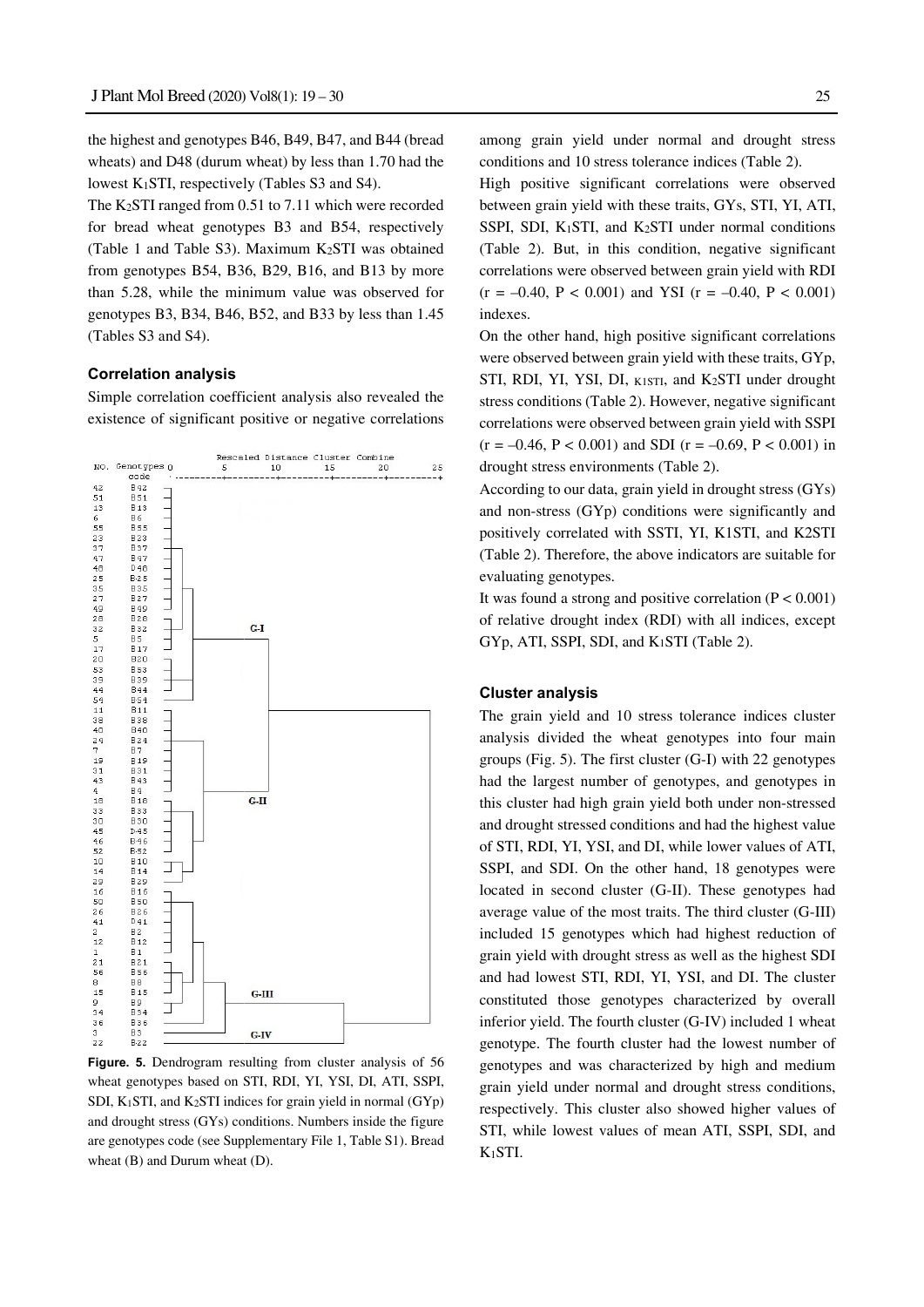the highest and genotypes B46, B49, B47, and B44 (bread wheats) and D48 (durum wheat) by less than 1.70 had the lowest $K_1STI$, respectively (Tables S3 and S4).

The $K_2STI$ ranged from 0.51 to 7.11 which were recorded for bread wheat genotypes B3 and B54, respectively (Table 1 and Table S3). Maximum $K_2STI$ was obtained from genotypes B54, B36, B29, B16, and B13 by more than 5.28, while the minimum value was observed for genotypes B3, B34, B46, B52, and B33 by less than 1.45 (Tables S3 and S4).

### Correlation analysis

Simple correlation coefficient analysis also revealed the existence of significant positive or negative correlations among grain yield under normal and drought stress conditions and 10 stress tolerance indices (Table 2).

High positive significant correlations were observed between grain yield with these traits, GYs, STI, YI, ATI, SSPI, SDI, $K_1STI$, and $K_2STI$ under normal conditions (Table 2). But, in this condition, negative significant correlations were observed between grain yield with RDI ($r = -0.40$, $P < 0.001$) and YSI ($r = -0.40$, $P < 0.001$) indexes.

On the other hand, high positive significant correlations were observed between grain yield with these traits, GYp, STI, RDI, YI, YSI, DI, $K_1STI$, and $K_2STI$ under drought stress conditions (Table 2). However, negative significant correlations were observed between grain yield with SSPI ($r = -0.46$, $P < 0.001$) and SDI ($r = -0.69$, $P < 0.001$) in drought stress environments (Table 2).

According to our data, grain yield in drought stress (GYs) and non-stress (GYp) conditions were significantly and positively correlated with SSTI, YI, K1STI, and K2STI (Table 2). Therefore, the above indicators are suitable for evaluating genotypes.

It was found a strong and positive correlation ($P < 0.001$) of relative drought index (RDI) with all indices, except GYp, ATI, SSPI, SDI, and $K_1STI$ (Table 2).

**Figure. 5.** Dendrogram resulting from cluster analysis of 56 wheat genotypes based on STI, RDI, YI, YSI, DI, ATI, SSPI, SDI, $K_1STI$, and $K_2STI$ indices for grain yield in normal (GYp) and drought stress (GYs) conditions. Numbers inside the figure are genotypes code (see Supplementary File 1, Table S1). Bread wheat (B) and Durum wheat (D).

### Cluster analysis

The grain yield and 10 stress tolerance indices cluster analysis divided the wheat genotypes into four main groups (Fig. 5). The first cluster (G-I) with 22 genotypes had the largest number of genotypes, and genotypes in this cluster had high grain yield both under non-stressed and drought stressed conditions and had the highest value of STI, RDI, YI, YSI, and DI, while lower values of ATI, SSPI, and SDI. On the other hand, 18 genotypes were located in second cluster (G-II). These genotypes had average value of the most traits. The third cluster (G-III) included 15 genotypes which had highest reduction of grain yield with drought stress as well as the highest SDI and had lowest STI, RDI, YI, YSI, and DI. The cluster constituted those genotypes characterized by overall inferior yield. The fourth cluster (G-IV) included 1 wheat genotype. The fourth cluster had the lowest number of genotypes and was characterized by high and medium grain yield under normal and drought stress conditions, respectively. This cluster also showed higher values of STI, while lowest values of mean ATI, SSPI, SDI, and $K_1STI$.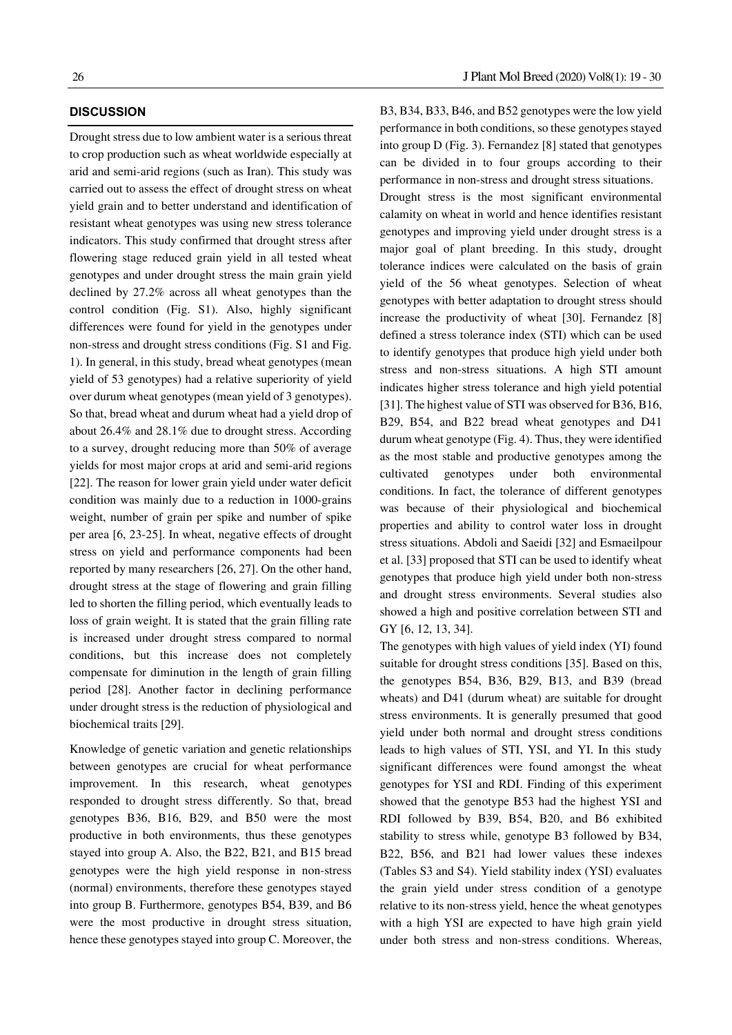## DISCUSSION

Drought stress due to low ambient water is a serious threat to crop production such as wheat worldwide especially at arid and semi-arid regions (such as Iran). This study was carried out to assess the effect of drought stress on wheat yield grain and to better understand and identification of resistant wheat genotypes was using new stress tolerance indicators. This study confirmed that drought stress after flowering stage reduced grain yield in all tested wheat genotypes and under drought stress the main grain yield declined by 27.2% across all wheat genotypes than the control condition (Fig. S1). Also, highly significant differences were found for yield in the genotypes under non-stress and drought stress conditions (Fig. S1 and Fig. 1). In general, in this study, bread wheat genotypes (mean yield of 53 genotypes) had a relative superiority of yield over durum wheat genotypes (mean yield of 3 genotypes). So that, bread wheat and durum wheat had a yield drop of about 26.4% and 28.1% due to drought stress. According to a survey, drought reducing more than 50% of average yields for most major crops at arid and semi-arid regions [22]. The reason for lower grain yield under water deficit condition was mainly due to a reduction in 1000-grains weight, number of grain per spike and number of spike per area [6, 23-25]. In wheat, negative effects of drought stress on yield and performance components had been reported by many researchers [26, 27]. On the other hand, drought stress at the stage of flowering and grain filling led to shorten the filling period, which eventually leads to loss of grain weight. It is stated that the grain filling rate is increased under drought stress compared to normal conditions, but this increase does not completely compensate for diminution in the length of grain filling period [28]. Another factor in declining performance under drought stress is the reduction of physiological and biochemical traits [29].

Knowledge of genetic variation and genetic relationships between genotypes are crucial for wheat performance improvement. In this research, wheat genotypes responded to drought stress differently. So that, bread genotypes B36, B16, B29, and B50 were the most productive in both environments, thus these genotypes stayed into group A. Also, the B22, B21, and B15 bread genotypes were the high yield response in non-stress (normal) environments, therefore these genotypes stayed into group B. Furthermore, genotypes B54, B39, and B6 were the most productive in drought stress situation, hence these genotypes stayed into group C. Moreover, the B3, B34, B33, B46, and B52 genotypes were the low yield performance in both conditions, so these genotypes stayed into group D (Fig. 3). Fernandez [8] stated that genotypes can be divided in to four groups according to their performance in non-stress and drought stress situations.

Drought stress is the most significant environmental calamity on wheat in world and hence identifies resistant genotypes and improving yield under drought stress is a major goal of plant breeding. In this study, drought tolerance indices were calculated on the basis of grain yield of the 56 wheat genotypes. Selection of wheat genotypes with better adaptation to drought stress should increase the productivity of wheat [30]. Fernandez [8] defined a stress tolerance index (STI) which can be used to identify genotypes that produce high yield under both stress and non-stress situations. A high STI amount indicates higher stress tolerance and high yield potential [31]. The highest value of STI was observed for B36, B16, B29, B54, and B22 bread wheat genotypes and D41 durum wheat genotype (Fig. 4). Thus, they were identified as the most stable and productive genotypes among the cultivated genotypes under both environmental conditions. In fact, the tolerance of different genotypes was because of their physiological and biochemical properties and ability to control water loss in drought stress situations. Abdoli and Saeidi [32] and Esmaeilpour et al. [33] proposed that STI can be used to identify wheat genotypes that produce high yield under both non-stress and drought stress environments. Several studies also showed a high and positive correlation between STI and GY [6, 12, 13, 34].

The genotypes with high values of yield index (YI) found suitable for drought stress conditions [35]. Based on this, the genotypes B54, B36, B29, B13, and B39 (bread wheats) and D41 (durum wheat) are suitable for drought stress environments. It is generally presumed that good yield under both normal and drought stress conditions leads to high values of STI, YSI, and YI. In this study significant differences were found amongst the wheat genotypes for YSI and RDI. Finding of this experiment showed that the genotype B53 had the highest YSI and RDI followed by B39, B54, B20, and B6 exhibited stability to stress while, genotype B3 followed by B34, B22, B56, and B21 had lower values these indexes (Tables S3 and S4). Yield stability index (YSI) evaluates the grain yield under stress condition of a genotype relative to its non-stress yield, hence the wheat genotypes with a high YSI are expected to have high grain yield under both stress and non-stress conditions. Whereas,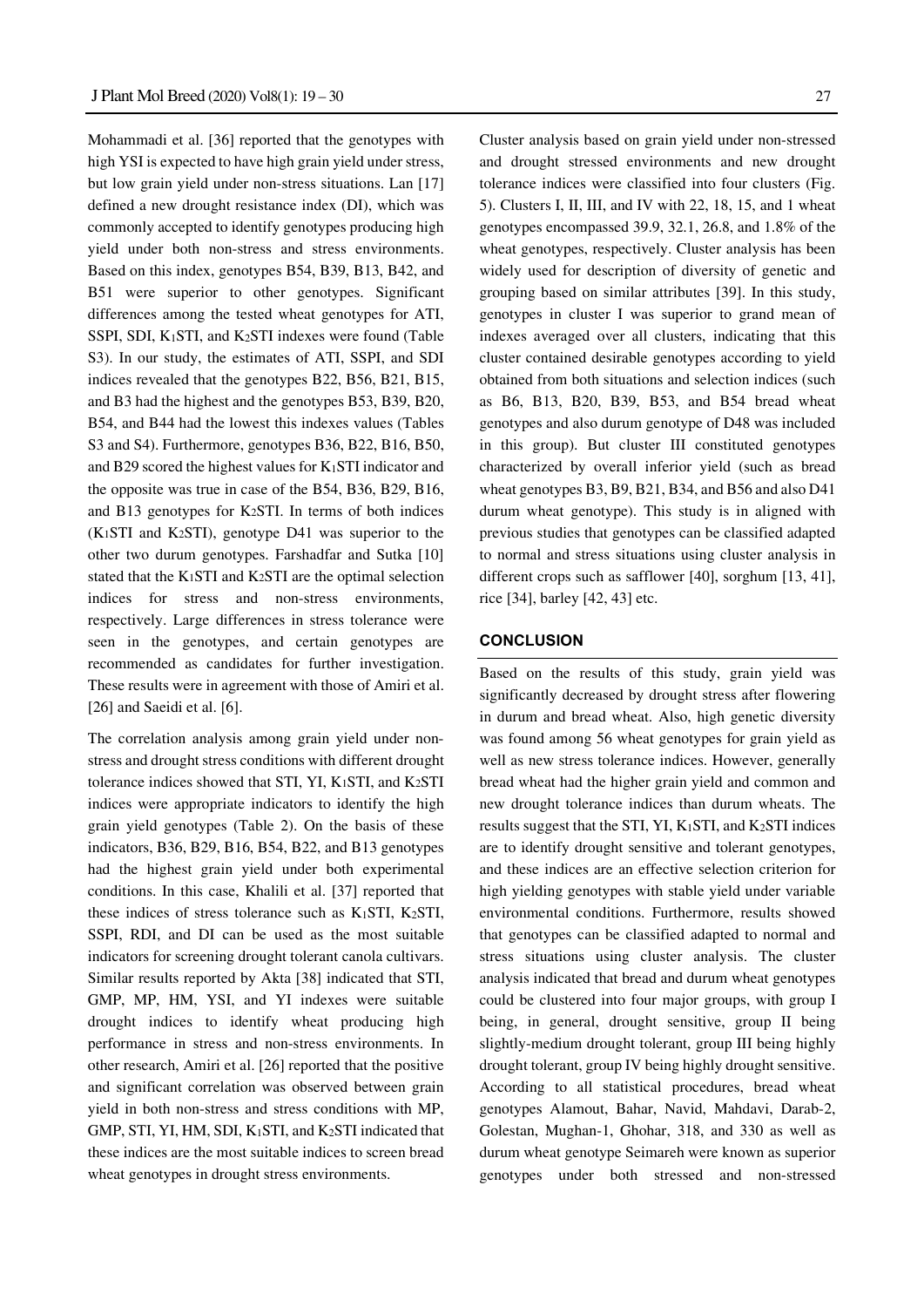Mohammadi et al. [36] reported that the genotypes with high YSI is expected to have high grain yield under stress, but low grain yield under non-stress situations. Lan [17] defined a new drought resistance index (DI), which was commonly accepted to identify genotypes producing high yield under both non-stress and stress environments. Based on this index, genotypes B54, B39, B13, B42, and B51 were superior to other genotypes. Significant differences among the tested wheat genotypes for ATI, SSPI, SDI, $K_1$STI, and $K_2$STI indexes were found (Table S3). In our study, the estimates of ATI, SSPI, and SDI indices revealed that the genotypes B22, B56, B21, B15, and B3 had the highest and the genotypes B53, B39, B20, B54, and B44 had the lowest this indexes values (Tables S3 and S4). Furthermore, genotypes B36, B22, B16, B50, and B29 scored the highest values for $K_1$STI indicator and the opposite was true in case of the B54, B36, B29, B16, and B13 genotypes for $K_2$STI. In terms of both indices ($K_1$STI and $K_2$STI), genotype D41 was superior to the other two durum genotypes. Farshadfar and Sutka [10] stated that the $K_1$STI and $K_2$STI are the optimal selection indices for stress and non-stress environments, respectively. Large differences in stress tolerance were seen in the genotypes, and certain genotypes are recommended as candidates for further investigation. These results were in agreement with those of Amiri et al. [26] and Saeidi et al. [6].

The correlation analysis among grain yield under non-stress and drought stress conditions with different drought tolerance indices showed that STI, YI, $K_1$STI, and $K_2$STI indices were appropriate indicators to identify the high grain yield genotypes (Table 2). On the basis of these indicators, B36, B29, B16, B54, B22, and B13 genotypes had the highest grain yield under both experimental conditions. In this case, Khalili et al. [37] reported that these indices of stress tolerance such as $K_1$STI, $K_2$STI, SSPI, RDI, and DI can be used as the most suitable indicators for screening drought tolerant canola cultivars. Similar results reported by Akta [38] indicated that STI, GMP, MP, HM, YSI, and YI indexes were suitable drought indices to identify wheat producing high performance in stress and non-stress environments. In other research, Amiri et al. [26] reported that the positive and significant correlation was observed between grain yield in both non-stress and stress conditions with MP, GMP, STI, YI, HM, SDI, $K_1$STI, and $K_2$STI indicated that these indices are the most suitable indices to screen bread wheat genotypes in drought stress environments.

Cluster analysis based on grain yield under non-stressed and drought stressed environments and new drought tolerance indices were classified into four clusters (Fig. 5). Clusters I, II, III, and IV with 22, 18, 15, and 1 wheat genotypes encompassed 39.9, 32.1, 26.8, and 1.8% of the wheat genotypes, respectively. Cluster analysis has been widely used for description of diversity of genetic and grouping based on similar attributes [39]. In this study, genotypes in cluster I was superior to grand mean of indexes averaged over all clusters, indicating that this cluster contained desirable genotypes according to yield obtained from both situations and selection indices (such as B6, B13, B20, B39, B53, and B54 bread wheat genotypes and also durum genotype of D48 was included in this group). But cluster III constituted genotypes characterized by overall inferior yield (such as bread wheat genotypes B3, B9, B21, B34, and B56 and also D41 durum wheat genotype). This study is in aligned with previous studies that genotypes can be classified adapted to normal and stress situations using cluster analysis in different crops such as safflower [40], sorghum [13, 41], rice [34], barley [42, 43] etc.

## CONCLUSION

Based on the results of this study, grain yield was significantly decreased by drought stress after flowering in durum and bread wheat. Also, high genetic diversity was found among 56 wheat genotypes for grain yield as well as new stress tolerance indices. However, generally bread wheat had the higher grain yield and common and new drought tolerance indices than durum wheats. The results suggest that the STI, YI, $K_1$STI, and $K_2$STI indices are to identify drought sensitive and tolerant genotypes, and these indices are an effective selection criterion for high yielding genotypes with stable yield under variable environmental conditions. Furthermore, results showed that genotypes can be classified adapted to normal and stress situations using cluster analysis. The cluster analysis indicated that bread and durum wheat genotypes could be clustered into four major groups, with group I being, in general, drought sensitive, group II being slightly-medium drought tolerant, group III being highly drought tolerant, group IV being highly drought sensitive. According to all statistical procedures, bread wheat genotypes Alamout, Bahar, Navid, Mahdavi, Darab-2, Golestan, Mughan-1, Ghohar, 318, and 330 as well as durum wheat genotype Seimareh were known as superior genotypes under both stressed and non-stressed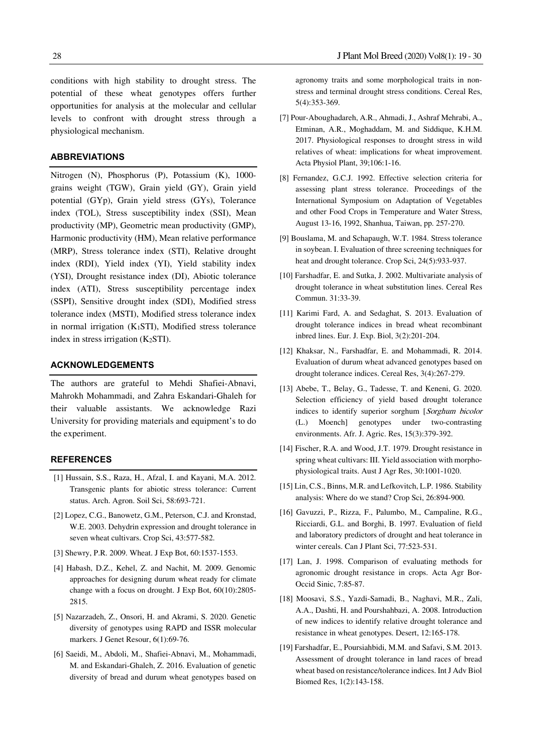conditions with high stability to drought stress. The potential of these wheat genotypes offers further opportunities for analysis at the molecular and cellular levels to confront with drought stress through a physiological mechanism.

## ABBREVIATIONS

Nitrogen (N), Phosphorus (P), Potassium (K), 1000-grains weight (TGW), Grain yield (GY), Grain yield potential (GYp), Grain yield stress (GYs), Tolerance index (TOL), Stress susceptibility index (SSI), Mean productivity (MP), Geometric mean productivity (GMP), Harmonic productivity (HM), Mean relative performance (MRP), Stress tolerance index (STI), Relative drought index (RDI), Yield index (YI), Yield stability index (YSI), Drought resistance index (DI), Abiotic tolerance index (ATI), Stress susceptibility percentage index (SSPI), Sensitive drought index (SDI), Modified stress tolerance index (MSTI), Modified stress tolerance index in normal irrigation ($K_1$STI), Modified stress tolerance index in stress irrigation ($K_2$STI).

## ACKNOWLEDGEMENTS

The authors are grateful to Mehdi Shafiei-Abnavi, Mahrokh Mohammadi, and Zahra Eskandari-Ghaleh for their valuable assistants. We acknowledge Razi University for providing materials and equipment's to do the experiment.

## REFERENCES

[1] Hussain, S.S., Raza, H., Afzal, I. and Kayani, M.A. 2012. Transgenic plants for abiotic stress tolerance: Current status. Arch. Agron. Soil Sci, 58:693-721.

[2] Lopez, C.G., Banowetz, G.M., Peterson, C.J. and Kronstad, W.E. 2003. Dehydrin expression and drought tolerance in seven wheat cultivars. Crop Sci, 43:577-582.

[3] Shewry, P.R. 2009. Wheat. J Exp Bot, 60:1537-1553.

[4] Habash, D.Z., Kehel, Z. and Nachit, M. 2009. Genomic approaches for designing durum wheat ready for climate change with a focus on drought. J Exp Bot, 60(10):2805-2815.

[5] Nazarzadeh, Z., Onsori, H. and Akrami, S. 2020. Genetic diversity of genotypes using RAPD and ISSR molecular markers. J Genet Resour, 6(1):69-76.

[6] Saeidi, M., Abdoli, M., Shafiei-Abnavi, M., Mohammadi, M. and Eskandari-Ghaleh, Z. 2016. Evaluation of genetic diversity of bread and durum wheat genotypes based on agronomy traits and some morphological traits in non-stress and terminal drought stress conditions. Cereal Res, 5(4):353-369.

[7] Pour-Aboughadareh, A.R., Ahmadi, J., Ashraf Mehrabi, A., Etminan, A.R., Moghaddam, M. and Siddique, K.H.M. 2017. Physiological responses to drought stress in wild relatives of wheat: implications for wheat improvement. Acta Physiol Plant, 39;106:1-16.

[8] Fernandez, G.C.J. 1992. Effective selection criteria for assessing plant stress tolerance. Proceedings of the International Symposium on Adaptation of Vegetables and other Food Crops in Temperature and Water Stress, August 13-16, 1992, Shanhua, Taiwan, pp. 257-270.

[9] Bouslama, M. and Schapaugh, W.T. 1984. Stress tolerance in soybean. I. Evaluation of three screening techniques for heat and drought tolerance. Crop Sci, 24(5):933-937.

[10] Farshadfar, E. and Sutka, J. 2002. Multivariate analysis of drought tolerance in wheat substitution lines. Cereal Res Commun. 31:33-39.

[11] Karimi Fard, A. and Sedaghat, S. 2013. Evaluation of drought tolerance indices in bread wheat recombinant inbred lines. Eur. J. Exp. Biol, 3(2):201-204.

[12] Khaksar, N., Farshadfar, E. and Mohammadi, R. 2014. Evaluation of durum wheat advanced genotypes based on drought tolerance indices. Cereal Res, 3(4):267-279.

[13] Abebe, T., Belay, G., Tadesse, T. and Keneni, G. 2020. Selection efficiency of yield based drought tolerance indices to identify superior sorghum [*Sorghum bicolor* (L.) Moench] genotypes under two-contrasting environments. Afr. J. Agric. Res, 15(3):379-392.

[14] Fischer, R.A. and Wood, J.T. 1979. Drought resistance in spring wheat cultivars: III. Yield association with morpho-physiological traits. Aust J Agr Res, 30:1001-1020.

[15] Lin, C.S., Binns, M.R. and Lefkovitch, L.P. 1986. Stability analysis: Where do we stand? Crop Sci, 26:894-900.

[16] Gavuzzi, P., Rizza, F., Palumbo, M., Campaline, R.G., Ricciardi, G.L. and Borghi, B. 1997. Evaluation of field and laboratory predictors of drought and heat tolerance in winter cereals. Can J Plant Sci, 77:523-531.

[17] Lan, J. 1998. Comparison of evaluating methods for agronomic drought resistance in crops. Acta Agr Bor-Occid Sinic, 7:85-87.

[18] Moosavi, S.S., Yazdi-Samadi, B., Naghavi, M.R., Zali, A.A., Dashti, H. and Pourshahbazi, A. 2008. Introduction of new indices to identify relative drought tolerance and resistance in wheat genotypes. Desert, 12:165-178.

[19] Farshadfar, E., Poursiahbidi, M.M. and Safavi, S.M. 2013. Assessment of drought tolerance in land races of bread wheat based on resistance/tolerance indices. Int J Adv Biol Biomed Res, 1(2):143-158.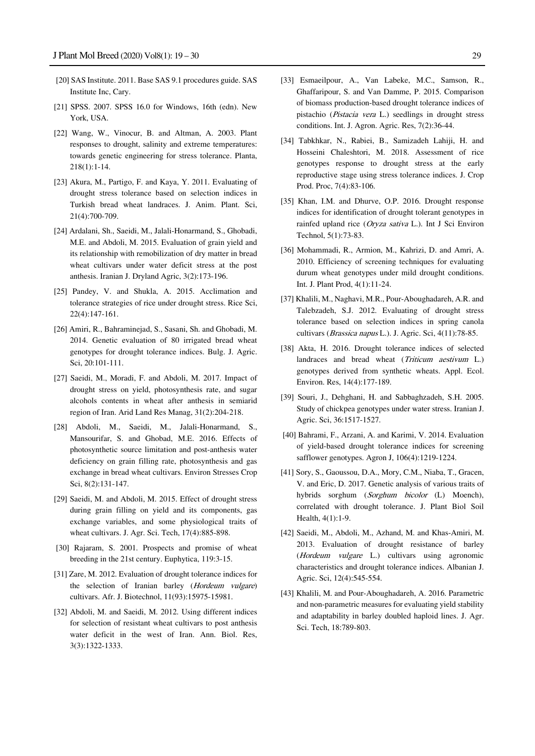[20] SAS Institute. 2011. Base SAS 9.1 procedures guide. SAS Institute Inc, Cary.

[21] SPSS. 2007. SPSS 16.0 for Windows, 16th (edn). New York, USA.

[22] Wang, W., Vinocur, B. and Altman, A. 2003. Plant responses to drought, salinity and extreme temperatures: towards genetic engineering for stress tolerance. Planta, 218(1):1-14.

[23] Akura, M., Partigo, F. and Kaya, Y. 2011. Evaluating of drought stress tolerance based on selection indices in Turkish bread wheat landraces. J. Anim. Plant. Sci, 21(4):700-709.

[24] Ardalani, Sh., Saeidi, M., Jalali-Honarmand, S., Ghobadi, M.E. and Abdoli, M. 2015. Evaluation of grain yield and its relationship with remobilization of dry matter in bread wheat cultivars under water deficit stress at the post anthesis. Iranian J. Dryland Agric, 3(2):173-196.

[25] Pandey, V. and Shukla, A. 2015. Acclimation and tolerance strategies of rice under drought stress. Rice Sci, 22(4):147-161.

[26] Amiri, R., Bahraminejad, S., Sasani, Sh. and Ghobadi, M. 2014. Genetic evaluation of 80 irrigated bread wheat genotypes for drought tolerance indices. Bulg. J. Agric. Sci, 20:101-111.

[27] Saeidi, M., Moradi, F. and Abdoli, M. 2017. Impact of drought stress on yield, photosynthesis rate, and sugar alcohols contents in wheat after anthesis in semiarid region of Iran. Arid Land Res Manag, 31(2):204-218.

[28] Abdoli, M., Saeidi, M., Jalali-Honarmand, S., Mansourifar, S. and Ghobad, M.E. 2016. Effects of photosynthetic source limitation and post-anthesis water deficiency on grain filling rate, photosynthesis and gas exchange in bread wheat cultivars. Environ Stresses Crop Sci, 8(2):131-147.

[29] Saeidi, M. and Abdoli, M. 2015. Effect of drought stress during grain filling on yield and its components, gas exchange variables, and some physiological traits of wheat cultivars. J. Agr. Sci. Tech, 17(4):885-898.

[30] Rajaram, S. 2001. Prospects and promise of wheat breeding in the 21st century. Euphytica, 119:3-15.

[31] Zare, M. 2012. Evaluation of drought tolerance indices for the selection of Iranian barley (*Hordeum vulgare*) cultivars. Afr. J. Biotechnol, 11(93):15975-15981.

[32] Abdoli, M. and Saeidi, M. 2012. Using different indices for selection of resistant wheat cultivars to post anthesis water deficit in the west of Iran. Ann. Biol. Res, 3(3):1322-1333.

[33] Esmaeilpour, A., Van Labeke, M.C., Samson, R., Ghaffaripour, S. and Van Damme, P. 2015. Comparison of biomass production-based drought tolerance indices of pistachio (*Pistacia vera* L.) seedlings in drought stress conditions. Int. J. Agron. Agric. Res, 7(2):36-44.

[34] Tabkhkar, N., Rabiei, B., Samizadeh Lahiji, H. and Hosseini Chaleshtori, M. 2018. Assessment of rice genotypes response to drought stress at the early reproductive stage using stress tolerance indices. J. Crop Prod. Proc, 7(4):83-106.

[35] Khan, I.M. and Dhurve, O.P. 2016. Drought response indices for identification of drought tolerant genotypes in rainfed upland rice (*Oryza sativa* L.). Int J Sci Environ Technol, 5(1):73-83.

[36] Mohammadi, R., Armion, M., Kahrizi, D. and Amri, A. 2010. Efficiency of screening techniques for evaluating durum wheat genotypes under mild drought conditions. Int. J. Plant Prod, 4(1):11-24.

[37] Khalili, M., Naghavi, M.R., Pour-Aboughadareh, A.R. and Talebzadeh, S.J. 2012. Evaluating of drought stress tolerance based on selection indices in spring canola cultivars (*Brassica napus* L.). J. Agric. Sci, 4(11):78-85.

[38] Akta, H. 2016. Drought tolerance indices of selected landraces and bread wheat (*Triticum aestivum* L.) genotypes derived from synthetic wheats. Appl. Ecol. Environ. Res, 14(4):177-189.

[39] Souri, J., Dehghani, H. and Sabbaghzadeh, S.H. 2005. Study of chickpea genotypes under water stress. Iranian J. Agric. Sci, 36:1517-1527.

[40] Bahrami, F., Arzani, A. and Karimi, V. 2014. Evaluation of yield-based drought tolerance indices for screening safflower genotypes. Agron J, 106(4):1219-1224.

[41] Sory, S., Gaoussou, D.A., Mory, C.M., Niaba, T., Gracen, V. and Eric, D. 2017. Genetic analysis of various traits of hybrids sorghum (*Sorghum bicolor* (L) Moench), correlated with drought tolerance. J. Plant Biol Soil Health, 4(1):1-9.

[42] Saeidi, M., Abdoli, M., Azhand, M. and Khas-Amiri, M. 2013. Evaluation of drought resistance of barley (*Hordeum vulgare* L.) cultivars using agronomic characteristics and drought tolerance indices. Albanian J. Agric. Sci, 12(4):545-554.

[43] Khalili, M. and Pour-Aboughadareh, A. 2016. Parametric and non-parametric measures for evaluating yield stability and adaptability in barley doubled haploid lines. J. Agr. Sci. Tech, 18:789-803.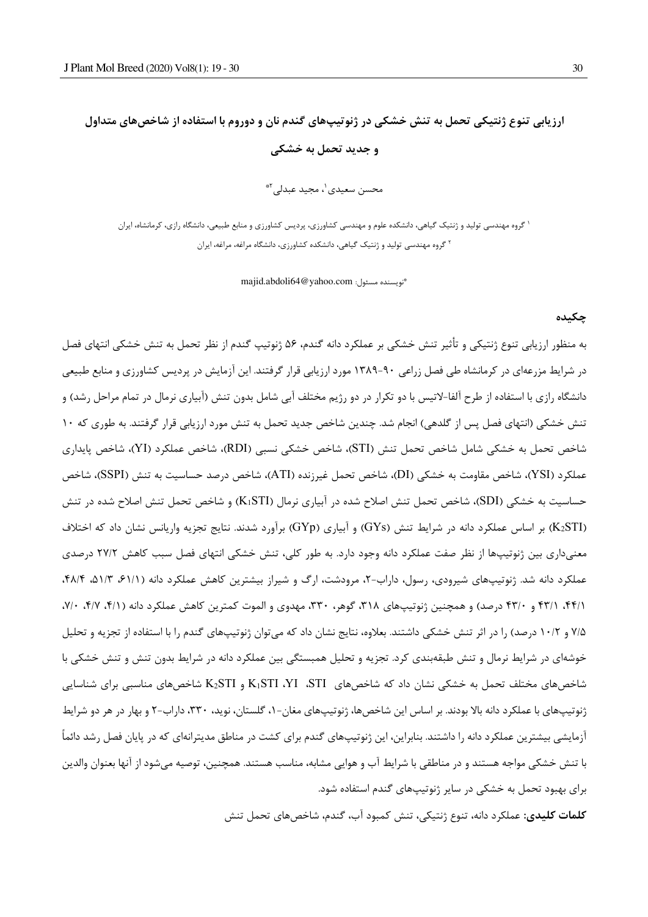# ارزیابی تنوع ژنتیکی تحمل به تنش خشکی در ژنوتیپ‌های گندم نان و دوروم با استفاده از شاخص‌های متداول و جدید تحمل به خشکی

محسن سعیدی[1]، مجید عبدلی[2]*

[1] گروه مهندسی تولید و ژنتیک گیاهی، دانشکده علوم و مهندسی کشاورزی، پردیس کشاورزی و منابع طبیعی، دانشگاه رازی، کرمانشاه، ایران

[2] گروه مهندسی تولید و ژنتیک گیاهی، دانشکده کشاورزی، دانشگاه مراغه، مراغه، ایران

*نویسنده مسئول: majid.abdoli64@yahoo.com

## چکیده

به منظور ارزیابی تنوع ژنتیکی و تأثیر تنش خشکی بر عملکرد دانه گندم، ۵۶ ژنوتیپ گندم از نظر تحمل به تنش خشکی انتهای فصل در شرایط مزرعه‌ای در کرمانشاه طی فصل زراعی ۹۰-۱۳۸۹ مورد ارزیابی قرار گرفتند. این آزمایش در پردیس کشاورزی و منابع طبیعی دانشگاه رازی با استفاده از طرح آلفا-لاتیس با دو تکرار در دو رژیم مختلف آبی شامل بدون تنش (آبیاری نرمال در تمام مراحل رشد) و تنش خشکی (انتهای فصل پس از گلدهی) انجام شد. چندین شاخص جدید تحمل به تنش مورد ارزیابی قرار گرفتند. به طوری که ۱۰ شاخص تحمل به خشکی شامل شاخص تحمل تنش (STI)، شاخص خشکی نسبی (RDI)، شاخص عملکرد (YI)، شاخص پایداری عملکرد (YSI)، شاخص مقاومت به خشکی (DI)، شاخص تحمل غیرزنده (ATI)، شاخص درصد حساسیت به تنش (SSPI)، شاخص حساسیت به خشکی (SDI)، شاخص تحمل تنش اصلاح شده در آبیاری نرمال ($K_1STI$) و شاخص تحمل تنش اصلاح شده در تنش ($K_2STI$) بر اساس عملکرد دانه در شرایط تنش (GYs) و آبیاری (GYp) برآورد شدند. نتایج تجزیه واریانس نشان داد که اختلاف معنی‌داری بین ژنوتیپ‌ها از نظر صفت عملکرد دانه وجود دارد. به طور کلی، تنش خشکی انتهای فصل سبب کاهش ۲۷/۲ درصدی عملکرد دانه شد. ژنوتیپ‌های شیرودی، رسول، داراب-۲، مرودشت، ارگ و شیراز بیشترین کاهش عملکرد دانه (۶۱/۱، ۵۱/۳، ۴۸/۴، ۴۴/۱، ۴۳/۱ و ۴۳/۰ درصد) و همچنین ژنوتیپ‌های ۳۱۸، گوهر، ۳۳۰، مهدوی و الموت کمترین کاهش عملکرد دانه (۴/۱، ۴/۷، ۷/۰، ۷/۵ و ۱۰/۲ درصد) را در اثر تنش خشکی داشتند. بعلاوه، نتایج نشان داد که می‌توان ژنوتیپ‌های گندم را با استفاده از تجزیه و تحلیل خوشه‌ای در شرایط نرمال و تنش طبقه‌بندی کرد. تجزیه و تحلیل همبستگی بین عملکرد دانه در شرایط بدون تنش و تنش خشکی با شاخص‌های مختلف تحمل به خشکی نشان داد که شاخص‌های STI، YI، $K_1STI$ و $K_2STI$ شاخص‌های مناسبی برای شناسایی ژنوتیپ‌های با عملکرد دانه بالا بودند. بر اساس این شاخص‌ها، ژنوتیپ‌های مغان-۱، گلستان، نوید، ۳۳۰، داراب-۲ و بهار در هر دو شرایط آزمایشی بیشترین عملکرد دانه را داشتند. بنابراین، این ژنوتیپ‌های گندم برای کشت در مناطق مدیترانه‌ای که در پایان فصل رشد دائماً با تنش خشکی مواجه هستند و در مناطقی با شرایط آب و هوایی مشابه، مناسب هستند. همچنین، توصیه می‌شود از آنها بعنوان والدین برای بهبود تحمل به خشکی در سایر ژنوتیپ‌های گندم استفاده شود.

**کلمات کلیدی:** عملکرد دانه، تنوع ژنتیکی، تنش کمبود آب، گندم، شاخص‌های تحمل تنش